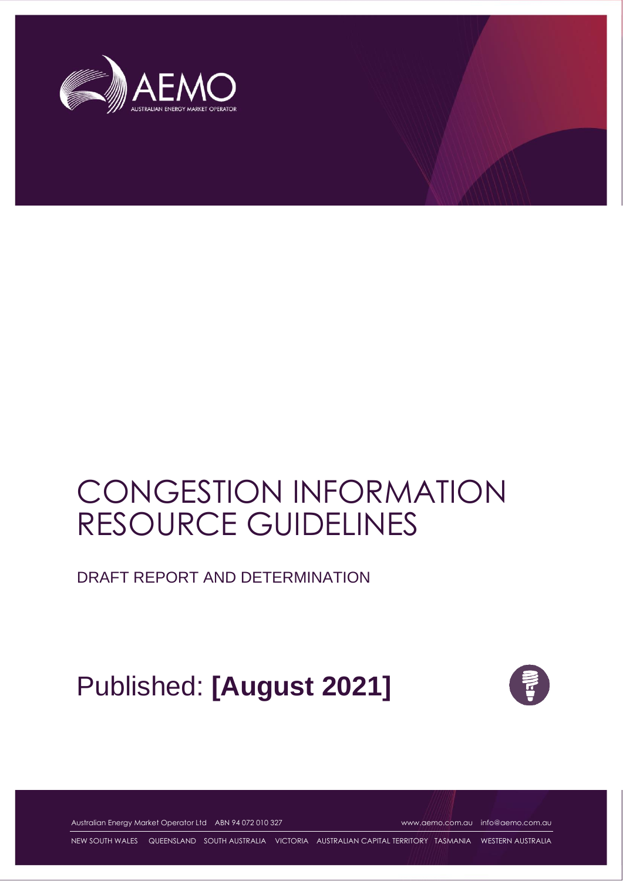# CONGESTION INFORMATION RESOURCE GUIDELINES

## DRAFT REPORT AND DETERMINATION

Published: **[August 2021]**

Australian Energy Market Operator Ltd ABN 94 072 010 327 www.aemo.com.au info@aemo.com.au

NEW SOUTH WALES QUEENSLAND SOUTH AUSTRALIA VICTORIA AUSTRALIAN CAPITAL TERRITORY TASMANIA WESTERN AUSTRALIA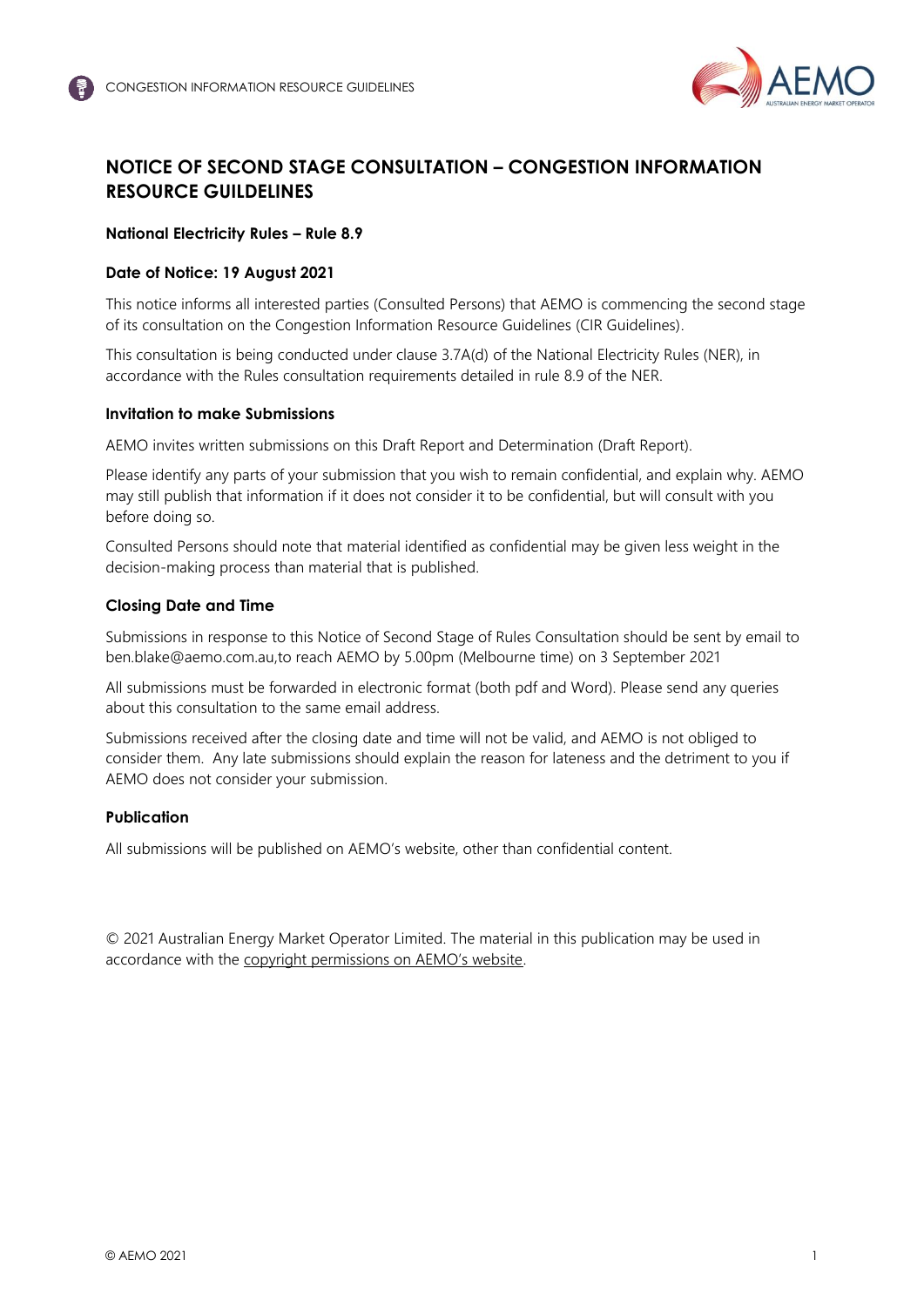# NOTICE OF SECOND STAGE CONSULTATION – CONGESTION INFORMATION RESOURCE GUILDELINES

**National Electricity Rules – Rule 8.9**

**Date of Notice: 19 August 2021**

This notice informs all interested parties (Consulted Persons) that AEMO is commencing the second stage of its consultation on the Congestion Information Resource Guidelines (CIR Guidelines).

This consultation is being conducted under clause 3.7A(d) of the National Electricity Rules (NER), in accordance with the Rules consultation requirements detailed in rule 8.9 of the NER.

**Invitation to make Submissions**

AEMO invites written submissions on this Draft Report and Determination (Draft Report).

Please identify any parts of your submission that you wish to remain confidential, and explain why. AEMO may still publish that information if it does not consider it to be confidential, but will consult with you before doing so.

Consulted Persons should note that material identified as confidential may be given less weight in the decision-making process than material that is published.

**Closing Date and Time**

Submissions in response to this Notice of Second Stage of Rules Consultation should be sent by email to ben.blake@aemo.com.au,to reach AEMO by 5.00pm (Melbourne time) on 3 September 2021

All submissions must be forwarded in electronic format (both pdf and Word). Please send any queries about this consultation to the same email address.

Submissions received after the closing date and time will not be valid, and AEMO is not obliged to consider them. Any late submissions should explain the reason for lateness and the detriment to you if AEMO does not consider your submission.

**Publication**

All submissions will be published on AEMO's website, other than confidential content.

© 2021 Australian Energy Market Operator Limited. The material in this publication may be used in accordance with the copyright permissions on AEMO's website.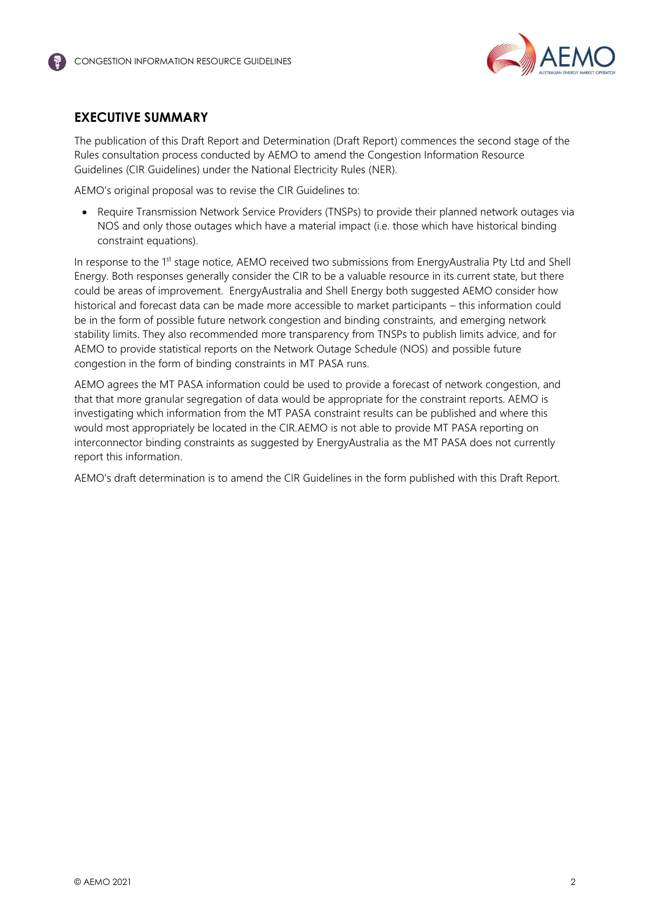## EXECUTIVE SUMMARY

The publication of this Draft Report and Determination (Draft Report) commences the second stage of the Rules consultation process conducted by AEMO to amend the Congestion Information Resource Guidelines (CIR Guidelines) under the National Electricity Rules (NER).

AEMO's original proposal was to revise the CIR Guidelines to:

- Require Transmission Network Service Providers (TNSPs) to provide their planned network outages via NOS and only those outages which have a material impact (i.e. those which have historical binding constraint equations).

In response to the 1st stage notice, AEMO received two submissions from EnergyAustralia Pty Ltd and Shell Energy. Both responses generally consider the CIR to be a valuable resource in its current state, but there could be areas of improvement. EnergyAustralia and Shell Energy both suggested AEMO consider how historical and forecast data can be made more accessible to market participants – this information could be in the form of possible future network congestion and binding constraints, and emerging network stability limits. They also recommended more transparency from TNSPs to publish limits advice, and for AEMO to provide statistical reports on the Network Outage Schedule (NOS) and possible future congestion in the form of binding constraints in MT PASA runs.

AEMO agrees the MT PASA information could be used to provide a forecast of network congestion, and that that more granular segregation of data would be appropriate for the constraint reports. AEMO is investigating which information from the MT PASA constraint results can be published and where this would most appropriately be located in the CIR.AEMO is not able to provide MT PASA reporting on interconnector binding constraints as suggested by EnergyAustralia as the MT PASA does not currently report this information.

AEMO's draft determination is to amend the CIR Guidelines in the form published with this Draft Report.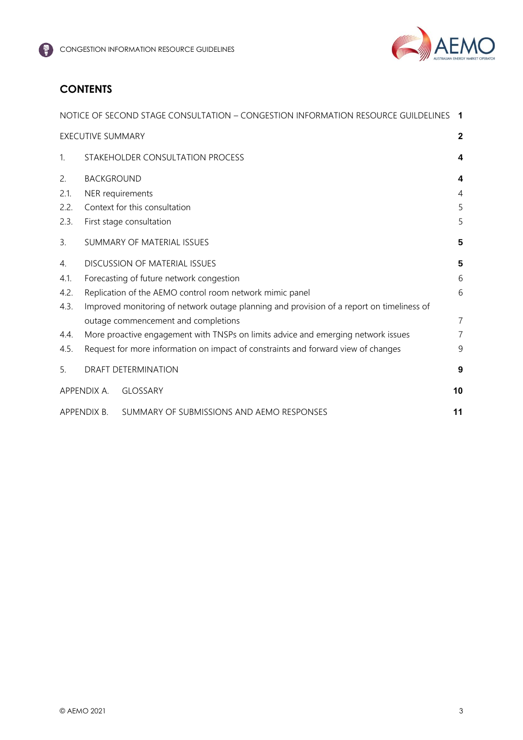## CONTENTS

| | | |
|---|---|---|
| NOTICE OF SECOND STAGE CONSULTATION – CONGESTION INFORMATION RESOURCE GUILDELINES | | **1** |
| EXECUTIVE SUMMARY | | **2** |
| 1. | STAKEHOLDER CONSULTATION PROCESS | **4** |
| 2. | BACKGROUND | **4** |
| 2.1. | NER requirements | 4 |
| 2.2. | Context for this consultation | 5 |
| 2.3. | First stage consultation | 5 |
| 3. | SUMMARY OF MATERIAL ISSUES | **5** |
| 4. | DISCUSSION OF MATERIAL ISSUES | **5** |
| 4.1. | Forecasting of future network congestion | 6 |
| 4.2. | Replication of the AEMO control room network mimic panel | 6 |
| 4.3. | Improved monitoring of network outage planning and provision of a report on timeliness of outage commencement and completions | 7 |
| 4.4. | More proactive engagement with TNSPs on limits advice and emerging network issues | 7 |
| 4.5. | Request for more information on impact of constraints and forward view of changes | 9 |
| 5. | DRAFT DETERMINATION | **9** |
| APPENDIX A. | GLOSSARY | **10** |
| APPENDIX B. | SUMMARY OF SUBMISSIONS AND AEMO RESPONSES | **11** |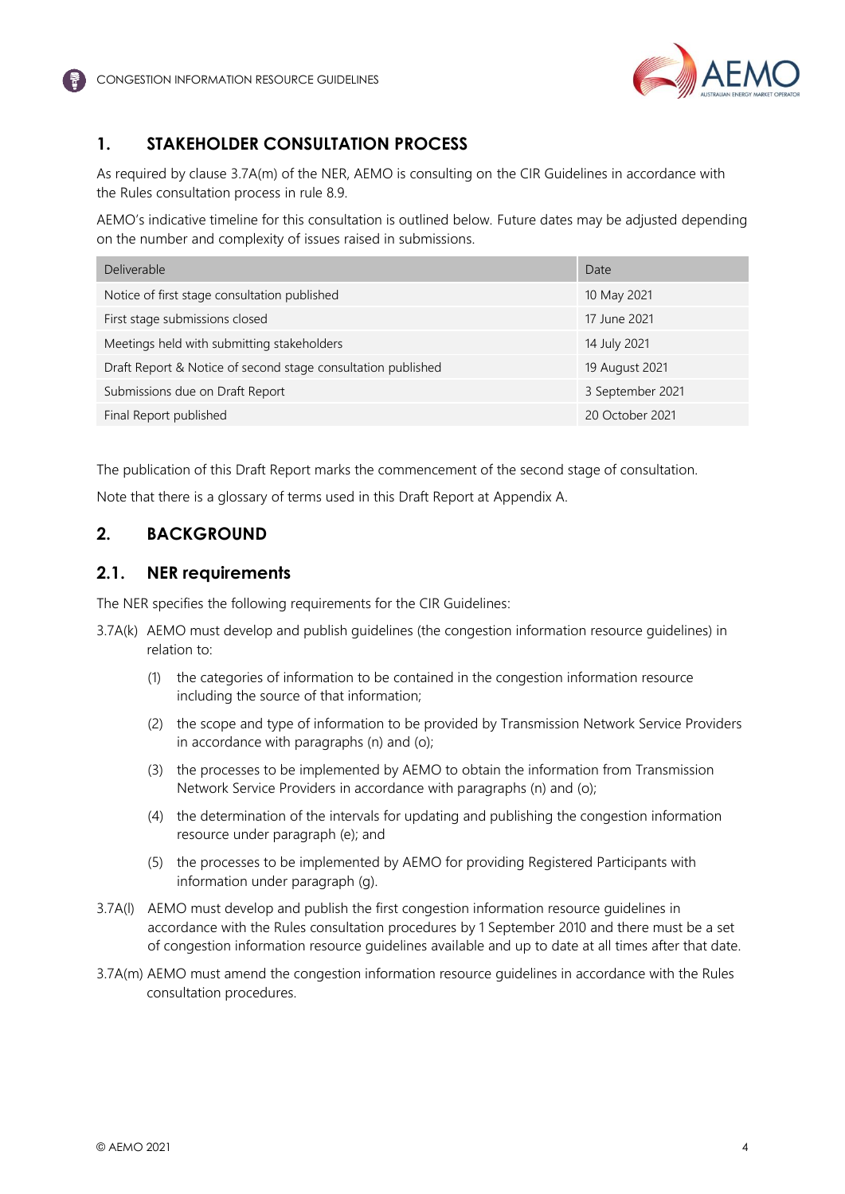## 1. STAKEHOLDER CONSULTATION PROCESS

As required by clause 3.7A(m) of the NER, AEMO is consulting on the CIR Guidelines in accordance with the Rules consultation process in rule 8.9.

AEMO's indicative timeline for this consultation is outlined below. Future dates may be adjusted depending on the number and complexity of issues raised in submissions.

| Deliverable | Date |
|---|---|
| Notice of first stage consultation published | 10 May 2021 |
| First stage submissions closed | 17 June 2021 |
| Meetings held with submitting stakeholders | 14 July 2021 |
| Draft Report & Notice of second stage consultation published | 19 August 2021 |
| Submissions due on Draft Report | 3 September 2021 |
| Final Report published | 20 October 2021 |

The publication of this Draft Report marks the commencement of the second stage of consultation.

Note that there is a glossary of terms used in this Draft Report at Appendix A.

## 2. BACKGROUND

### 2.1. NER requirements

The NER specifies the following requirements for the CIR Guidelines:

3.7A(k) AEMO must develop and publish guidelines (the congestion information resource guidelines) in relation to:

(1) the categories of information to be contained in the congestion information resource including the source of that information;

(2) the scope and type of information to be provided by Transmission Network Service Providers in accordance with paragraphs (n) and (o);

(3) the processes to be implemented by AEMO to obtain the information from Transmission Network Service Providers in accordance with paragraphs (n) and (o);

(4) the determination of the intervals for updating and publishing the congestion information resource under paragraph (e); and

(5) the processes to be implemented by AEMO for providing Registered Participants with information under paragraph (g).

3.7A(l) AEMO must develop and publish the first congestion information resource guidelines in accordance with the Rules consultation procedures by 1 September 2010 and there must be a set of congestion information resource guidelines available and up to date at all times after that date.

3.7A(m) AEMO must amend the congestion information resource guidelines in accordance with the Rules consultation procedures.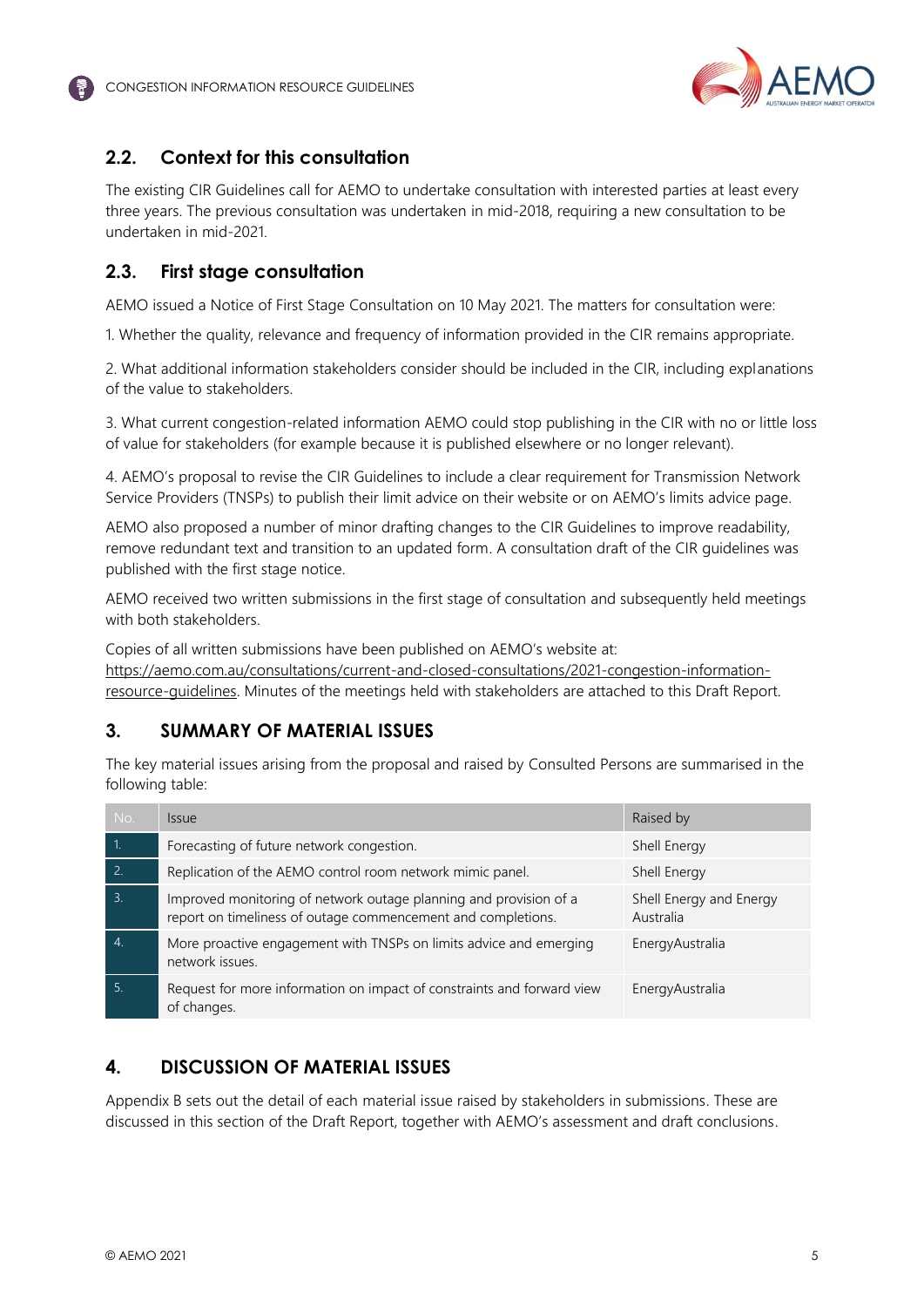## 2.2. Context for this consultation

The existing CIR Guidelines call for AEMO to undertake consultation with interested parties at least every three years. The previous consultation was undertaken in mid-2018, requiring a new consultation to be undertaken in mid-2021.

## 2.3. First stage consultation

AEMO issued a Notice of First Stage Consultation on 10 May 2021. The matters for consultation were:

1. Whether the quality, relevance and frequency of information provided in the CIR remains appropriate.

2. What additional information stakeholders consider should be included in the CIR, including explanations of the value to stakeholders.

3. What current congestion-related information AEMO could stop publishing in the CIR with no or little loss of value for stakeholders (for example because it is published elsewhere or no longer relevant).

4. AEMO's proposal to revise the CIR Guidelines to include a clear requirement for Transmission Network Service Providers (TNSPs) to publish their limit advice on their website or on AEMO's limits advice page.

AEMO also proposed a number of minor drafting changes to the CIR Guidelines to improve readability, remove redundant text and transition to an updated form. A consultation draft of the CIR guidelines was published with the first stage notice.

AEMO received two written submissions in the first stage of consultation and subsequently held meetings with both stakeholders.

Copies of all written submissions have been published on AEMO's website at: https://aemo.com.au/consultations/current-and-closed-consultations/2021-congestion-information-resource-guidelines. Minutes of the meetings held with stakeholders are attached to this Draft Report.

# 3. SUMMARY OF MATERIAL ISSUES

The key material issues arising from the proposal and raised by Consulted Persons are summarised in the following table:

| No. | Issue | Raised by |
|---|---|---|
| 1. | Forecasting of future network congestion. | Shell Energy |
| 2. | Replication of the AEMO control room network mimic panel. | Shell Energy |
| 3. | Improved monitoring of network outage planning and provision of a report on timeliness of outage commencement and completions. | Shell Energy and Energy Australia |
| 4. | More proactive engagement with TNSPs on limits advice and emerging network issues. | EnergyAustralia |
| 5. | Request for more information on impact of constraints and forward view of changes. | EnergyAustralia |

# 4. DISCUSSION OF MATERIAL ISSUES

Appendix B sets out the detail of each material issue raised by stakeholders in submissions. These are discussed in this section of the Draft Report, together with AEMO's assessment and draft conclusions.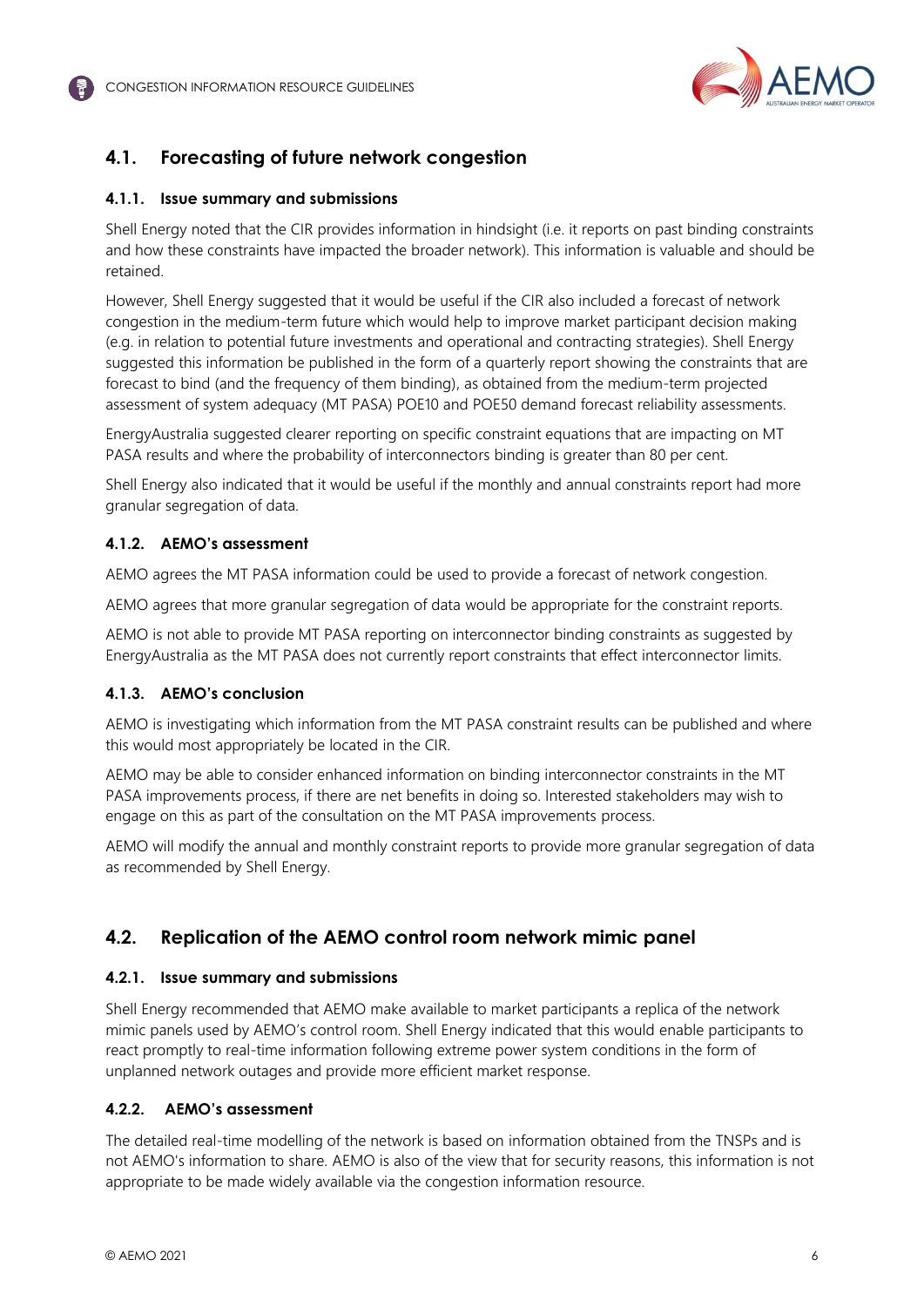## 4.1. Forecasting of future network congestion

### 4.1.1. Issue summary and submissions

Shell Energy noted that the CIR provides information in hindsight (i.e. it reports on past binding constraints and how these constraints have impacted the broader network). This information is valuable and should be retained.

However, Shell Energy suggested that it would be useful if the CIR also included a forecast of network congestion in the medium-term future which would help to improve market participant decision making (e.g. in relation to potential future investments and operational and contracting strategies). Shell Energy suggested this information be published in the form of a quarterly report showing the constraints that are forecast to bind (and the frequency of them binding), as obtained from the medium-term projected assessment of system adequacy (MT PASA) POE10 and POE50 demand forecast reliability assessments.

EnergyAustralia suggested clearer reporting on specific constraint equations that are impacting on MT PASA results and where the probability of interconnectors binding is greater than 80 per cent.

Shell Energy also indicated that it would be useful if the monthly and annual constraints report had more granular segregation of data.

### 4.1.2. AEMO's assessment

AEMO agrees the MT PASA information could be used to provide a forecast of network congestion.

AEMO agrees that more granular segregation of data would be appropriate for the constraint reports.

AEMO is not able to provide MT PASA reporting on interconnector binding constraints as suggested by EnergyAustralia as the MT PASA does not currently report constraints that effect interconnector limits.

### 4.1.3. AEMO's conclusion

AEMO is investigating which information from the MT PASA constraint results can be published and where this would most appropriately be located in the CIR.

AEMO may be able to consider enhanced information on binding interconnector constraints in the MT PASA improvements process, if there are net benefits in doing so. Interested stakeholders may wish to engage on this as part of the consultation on the MT PASA improvements process.

AEMO will modify the annual and monthly constraint reports to provide more granular segregation of data as recommended by Shell Energy.

## 4.2. Replication of the AEMO control room network mimic panel

### 4.2.1. Issue summary and submissions

Shell Energy recommended that AEMO make available to market participants a replica of the network mimic panels used by AEMO's control room. Shell Energy indicated that this would enable participants to react promptly to real-time information following extreme power system conditions in the form of unplanned network outages and provide more efficient market response.

### 4.2.2. AEMO's assessment

The detailed real-time modelling of the network is based on information obtained from the TNSPs and is not AEMO's information to share. AEMO is also of the view that for security reasons, this information is not appropriate to be made widely available via the congestion information resource.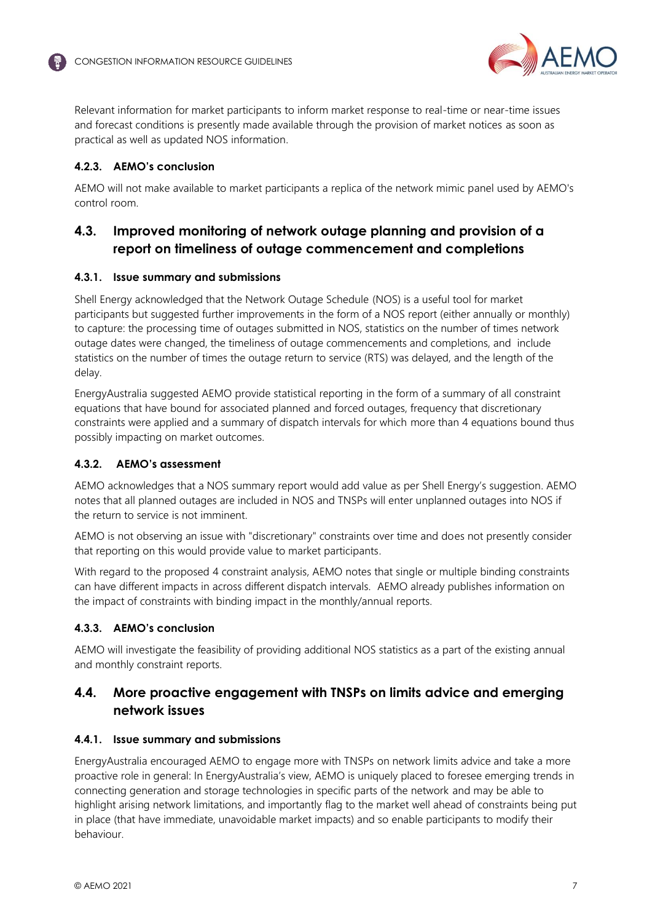Relevant information for market participants to inform market response to real-time or near-time issues and forecast conditions is presently made available through the provision of market notices as soon as practical as well as updated NOS information.

#### 4.2.3. AEMO's conclusion

AEMO will not make available to market participants a replica of the network mimic panel used by AEMO's control room.

### 4.3. Improved monitoring of network outage planning and provision of a report on timeliness of outage commencement and completions

#### 4.3.1. Issue summary and submissions

Shell Energy acknowledged that the Network Outage Schedule (NOS) is a useful tool for market participants but suggested further improvements in the form of a NOS report (either annually or monthly) to capture: the processing time of outages submitted in NOS, statistics on the number of times network outage dates were changed, the timeliness of outage commencements and completions, and include statistics on the number of times the outage return to service (RTS) was delayed, and the length of the delay.

EnergyAustralia suggested AEMO provide statistical reporting in the form of a summary of all constraint equations that have bound for associated planned and forced outages, frequency that discretionary constraints were applied and a summary of dispatch intervals for which more than 4 equations bound thus possibly impacting on market outcomes.

#### 4.3.2. AEMO's assessment

AEMO acknowledges that a NOS summary report would add value as per Shell Energy's suggestion. AEMO notes that all planned outages are included in NOS and TNSPs will enter unplanned outages into NOS if the return to service is not imminent.

AEMO is not observing an issue with "discretionary" constraints over time and does not presently consider that reporting on this would provide value to market participants.

With regard to the proposed 4 constraint analysis, AEMO notes that single or multiple binding constraints can have different impacts in across different dispatch intervals. AEMO already publishes information on the impact of constraints with binding impact in the monthly/annual reports.

#### 4.3.3. AEMO's conclusion

AEMO will investigate the feasibility of providing additional NOS statistics as a part of the existing annual and monthly constraint reports.

### 4.4. More proactive engagement with TNSPs on limits advice and emerging network issues

#### 4.4.1. Issue summary and submissions

EnergyAustralia encouraged AEMO to engage more with TNSPs on network limits advice and take a more proactive role in general: In EnergyAustralia's view, AEMO is uniquely placed to foresee emerging trends in connecting generation and storage technologies in specific parts of the network and may be able to highlight arising network limitations, and importantly flag to the market well ahead of constraints being put in place (that have immediate, unavoidable market impacts) and so enable participants to modify their behaviour.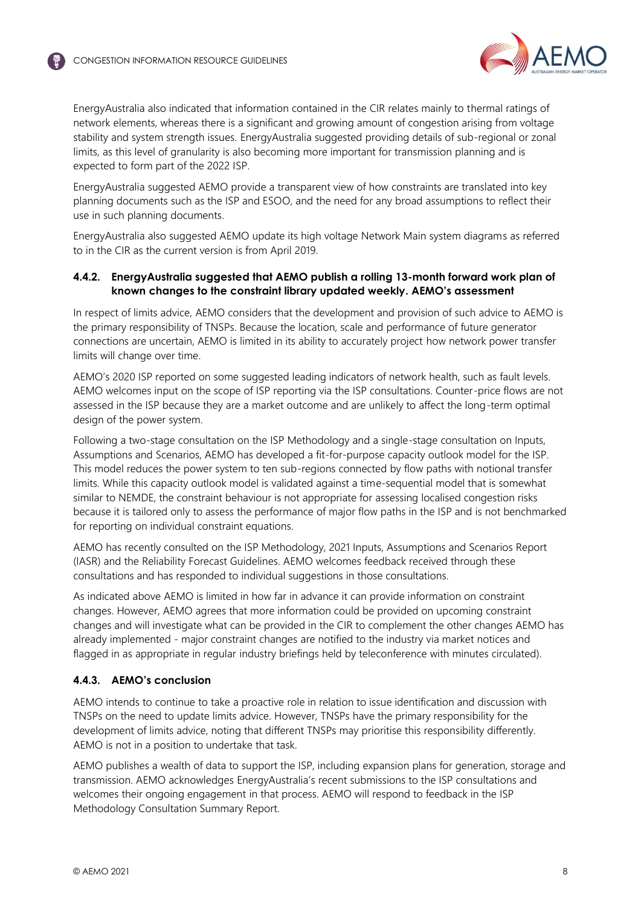EnergyAustralia also indicated that information contained in the CIR relates mainly to thermal ratings of network elements, whereas there is a significant and growing amount of congestion arising from voltage stability and system strength issues. EnergyAustralia suggested providing details of sub-regional or zonal limits, as this level of granularity is also becoming more important for transmission planning and is expected to form part of the 2022 ISP.

EnergyAustralia suggested AEMO provide a transparent view of how constraints are translated into key planning documents such as the ISP and ESOO, and the need for any broad assumptions to reflect their use in such planning documents.

EnergyAustralia also suggested AEMO update its high voltage Network Main system diagrams as referred to in the CIR as the current version is from April 2019.

### 4.4.2. EnergyAustralia suggested that AEMO publish a rolling 13-month forward work plan of known changes to the constraint library updated weekly. AEMO's assessment

In respect of limits advice, AEMO considers that the development and provision of such advice to AEMO is the primary responsibility of TNSPs. Because the location, scale and performance of future generator connections are uncertain, AEMO is limited in its ability to accurately project how network power transfer limits will change over time.

AEMO's 2020 ISP reported on some suggested leading indicators of network health, such as fault levels. AEMO welcomes input on the scope of ISP reporting via the ISP consultations. Counter-price flows are not assessed in the ISP because they are a market outcome and are unlikely to affect the long-term optimal design of the power system.

Following a two-stage consultation on the ISP Methodology and a single-stage consultation on Inputs, Assumptions and Scenarios, AEMO has developed a fit-for-purpose capacity outlook model for the ISP. This model reduces the power system to ten sub-regions connected by flow paths with notional transfer limits. While this capacity outlook model is validated against a time-sequential model that is somewhat similar to NEMDE, the constraint behaviour is not appropriate for assessing localised congestion risks because it is tailored only to assess the performance of major flow paths in the ISP and is not benchmarked for reporting on individual constraint equations.

AEMO has recently consulted on the ISP Methodology, 2021 Inputs, Assumptions and Scenarios Report (IASR) and the Reliability Forecast Guidelines. AEMO welcomes feedback received through these consultations and has responded to individual suggestions in those consultations.

As indicated above AEMO is limited in how far in advance it can provide information on constraint changes. However, AEMO agrees that more information could be provided on upcoming constraint changes and will investigate what can be provided in the CIR to complement the other changes AEMO has already implemented - major constraint changes are notified to the industry via market notices and flagged in as appropriate in regular industry briefings held by teleconference with minutes circulated).

### 4.4.3. AEMO's conclusion

AEMO intends to continue to take a proactive role in relation to issue identification and discussion with TNSPs on the need to update limits advice. However, TNSPs have the primary responsibility for the development of limits advice, noting that different TNSPs may prioritise this responsibility differently. AEMO is not in a position to undertake that task.

AEMO publishes a wealth of data to support the ISP, including expansion plans for generation, storage and transmission. AEMO acknowledges EnergyAustralia's recent submissions to the ISP consultations and welcomes their ongoing engagement in that process. AEMO will respond to feedback in the ISP Methodology Consultation Summary Report.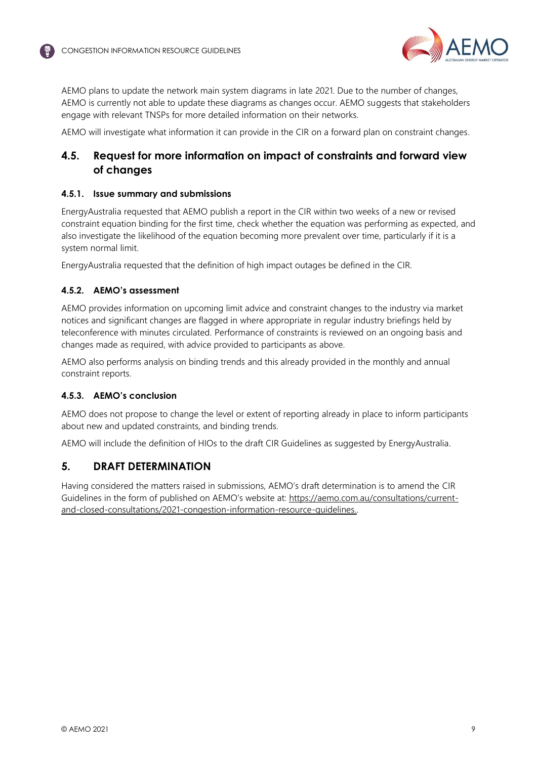AEMO plans to update the network main system diagrams in late 2021. Due to the number of changes, AEMO is currently not able to update these diagrams as changes occur. AEMO suggests that stakeholders engage with relevant TNSPs for more detailed information on their networks.

AEMO will investigate what information it can provide in the CIR on a forward plan on constraint changes.

## 4.5. Request for more information on impact of constraints and forward view of changes

### 4.5.1. Issue summary and submissions

EnergyAustralia requested that AEMO publish a report in the CIR within two weeks of a new or revised constraint equation binding for the first time, check whether the equation was performing as expected, and also investigate the likelihood of the equation becoming more prevalent over time, particularly if it is a system normal limit.

EnergyAustralia requested that the definition of high impact outages be defined in the CIR.

### 4.5.2. AEMO's assessment

AEMO provides information on upcoming limit advice and constraint changes to the industry via market notices and significant changes are flagged in where appropriate in regular industry briefings held by teleconference with minutes circulated. Performance of constraints is reviewed on an ongoing basis and changes made as required, with advice provided to participants as above.

AEMO also performs analysis on binding trends and this already provided in the monthly and annual constraint reports.

### 4.5.3. AEMO's conclusion

AEMO does not propose to change the level or extent of reporting already in place to inform participants about new and updated constraints, and binding trends.

AEMO will include the definition of HIOs to the draft CIR Guidelines as suggested by EnergyAustralia.

# 5. DRAFT DETERMINATION

Having considered the matters raised in submissions, AEMO's draft determination is to amend the CIR Guidelines in the form of published on AEMO's website at: https://aemo.com.au/consultations/current-and-closed-consultations/2021-congestion-information-resource-guidelines..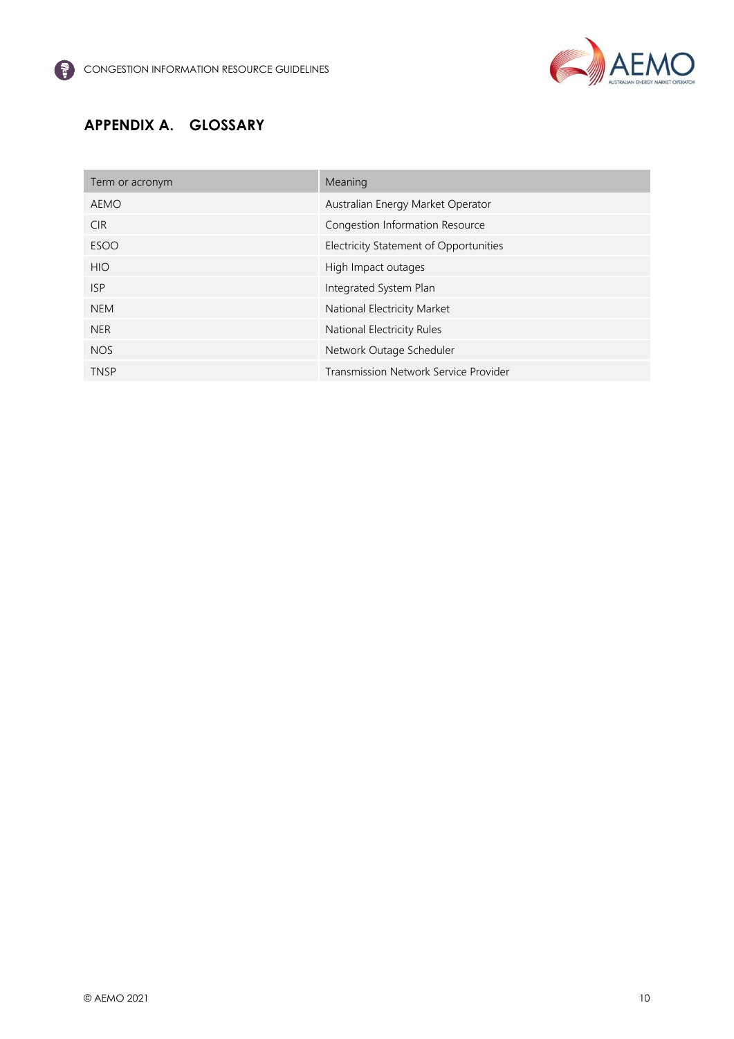# APPENDIX A. GLOSSARY

| Term or acronym | Meaning |
| --- | --- |
| AEMO | Australian Energy Market Operator |
| CIR | Congestion Information Resource |
| ESOO | Electricity Statement of Opportunities |
| HIO | High Impact outages |
| ISP | Integrated System Plan |
| NEM | National Electricity Market |
| NER | National Electricity Rules |
| NOS | Network Outage Scheduler |
| TNSP | Transmission Network Service Provider |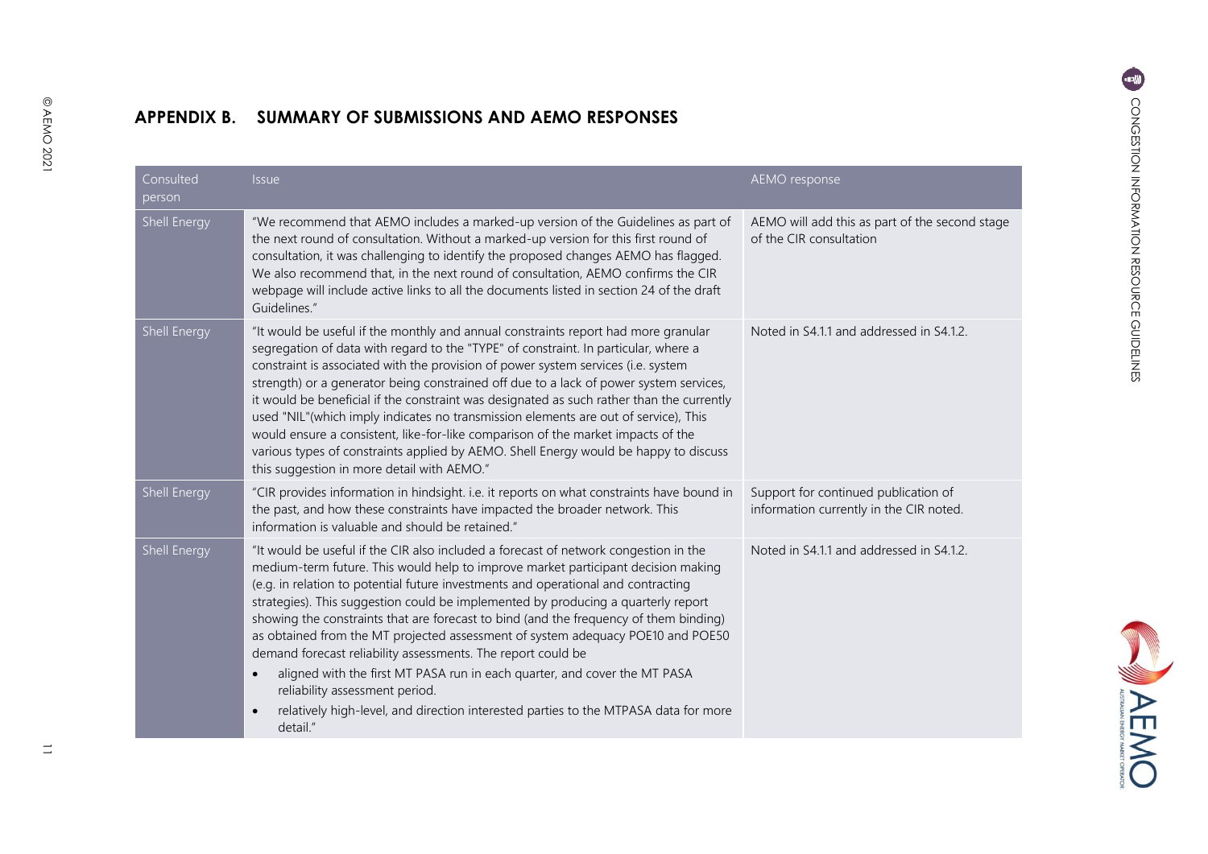## APPENDIX B. SUMMARY OF SUBMISSIONS AND AEMO RESPONSES

| Consulted person | Issue | AEMO response |
|---|---|---|
| Shell Energy | "We recommend that AEMO includes a marked-up version of the Guidelines as part of the next round of consultation. Without a marked-up version for this first round of consultation, it was challenging to identify the proposed changes AEMO has flagged. We also recommend that, in the next round of consultation, AEMO confirms the CIR webpage will include active links to all the documents listed in section 24 of the draft Guidelines." | AEMO will add this as part of the second stage of the CIR consultation |
| Shell Energy | "It would be useful if the monthly and annual constraints report had more granular segregation of data with regard to the "TYPE" of constraint. In particular, where a constraint is associated with the provision of power system services (i.e. system strength) or a generator being constrained off due to a lack of power system services, it would be beneficial if the constraint was designated as such rather than the currently used "NIL"(which imply indicates no transmission elements are out of service), This would ensure a consistent, like-for-like comparison of the market impacts of the various types of constraints applied by AEMO. Shell Energy would be happy to discuss this suggestion in more detail with AEMO." | Noted in S4.1.1 and addressed in S4.1.2. |
| Shell Energy | "CIR provides information in hindsight. i.e. it reports on what constraints have bound in the past, and how these constraints have impacted the broader network. This information is valuable and should be retained." | Support for continued publication of information currently in the CIR noted. |
| Shell Energy | "It would be useful if the CIR also included a forecast of network congestion in the medium-term future. This would help to improve market participant decision making (e.g. in relation to potential future investments and operational and contracting strategies). This suggestion could be implemented by producing a quarterly report showing the constraints that are forecast to bind (and the frequency of them binding) as obtained from the MT projected assessment of system adequacy POE10 and POE50 demand forecast reliability assessments. The report could be<br>• aligned with the first MT PASA run in each quarter, and cover the MT PASA reliability assessment period.<br>• relatively high-level, and direction interested parties to the MTPASA data for more detail." | Noted in S4.1.1 and addressed in S4.1.2. |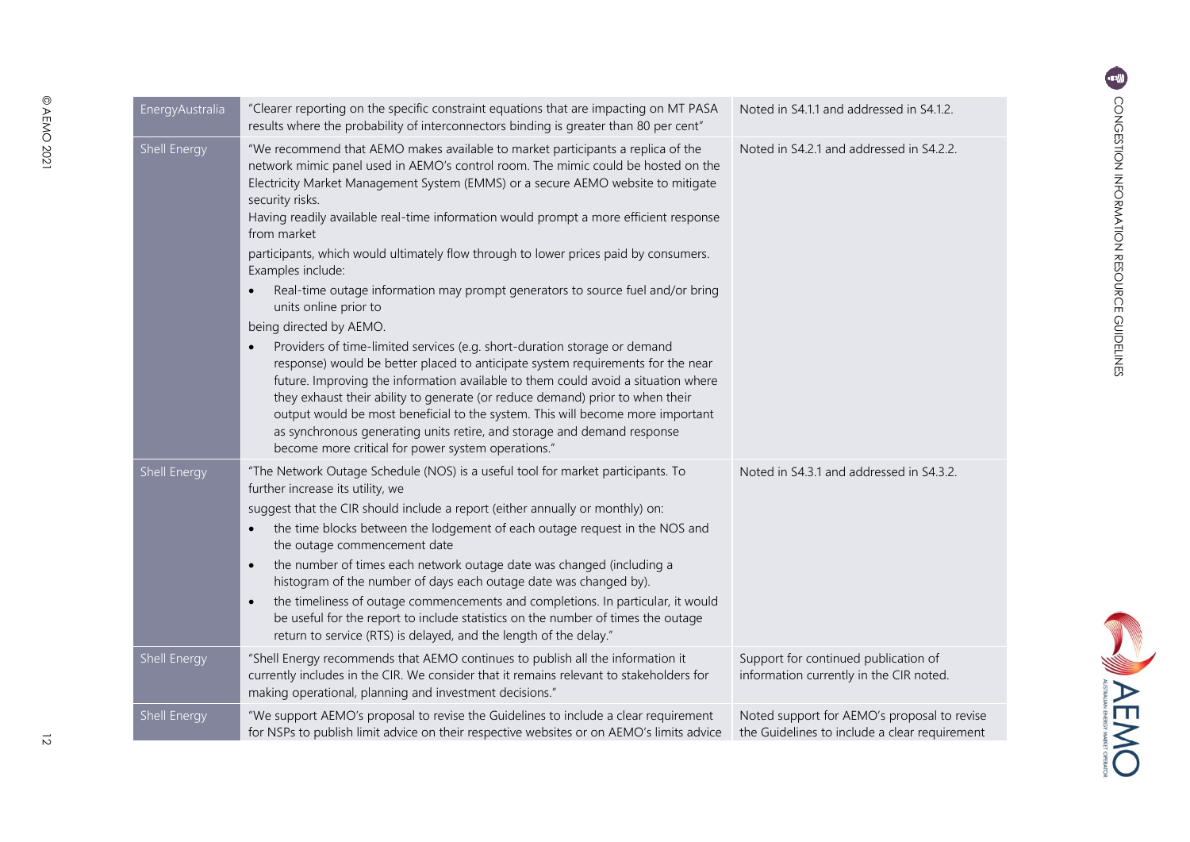| | | |
|---|---|---|
| EnergyAustralia | "Clearer reporting on the specific constraint equations that are impacting on MT PASA results where the probability of interconnectors binding is greater than 80 per cent" | Noted in S4.1.1 and addressed in S4.1.2. |
| Shell Energy | "We recommend that AEMO makes available to market participants a replica of the network mimic panel used in AEMO's control room. The mimic could be hosted on the Electricity Market Management System (EMMS) or a secure AEMO website to mitigate security risks.<br>Having readily available real-time information would prompt a more efficient response from market<br>participants, which would ultimately flow through to lower prices paid by consumers. Examples include:<br>• Real-time outage information may prompt generators to source fuel and/or bring units online prior to<br>being directed by AEMO.<br>• Providers of time-limited services (e.g. short-duration storage or demand response) would be better placed to anticipate system requirements for the near future. Improving the information available to them could avoid a situation where they exhaust their ability to generate (or reduce demand) prior to when their output would be most beneficial to the system. This will become more important as synchronous generating units retire, and storage and demand response become more critical for power system operations." | Noted in S4.2.1 and addressed in S4.2.2. |
| Shell Energy | "The Network Outage Schedule (NOS) is a useful tool for market participants. To further increase its utility, we<br>suggest that the CIR should include a report (either annually or monthly) on:<br>• the time blocks between the lodgement of each outage request in the NOS and the outage commencement date<br>• the number of times each network outage date was changed (including a histogram of the number of days each outage date was changed by).<br>• the timeliness of outage commencements and completions. In particular, it would be useful for the report to include statistics on the number of times the outage return to service (RTS) is delayed, and the length of the delay." | Noted in S4.3.1 and addressed in S4.3.2. |
| Shell Energy | "Shell Energy recommends that AEMO continues to publish all the information it currently includes in the CIR. We consider that it remains relevant to stakeholders for making operational, planning and investment decisions." | Support for continued publication of information currently in the CIR noted. |
| Shell Energy | "We support AEMO's proposal to revise the Guidelines to include a clear requirement for NSPs to publish limit advice on their respective websites or on AEMO's limits advice | Noted support for AEMO's proposal to revise the Guidelines to include a clear requirement |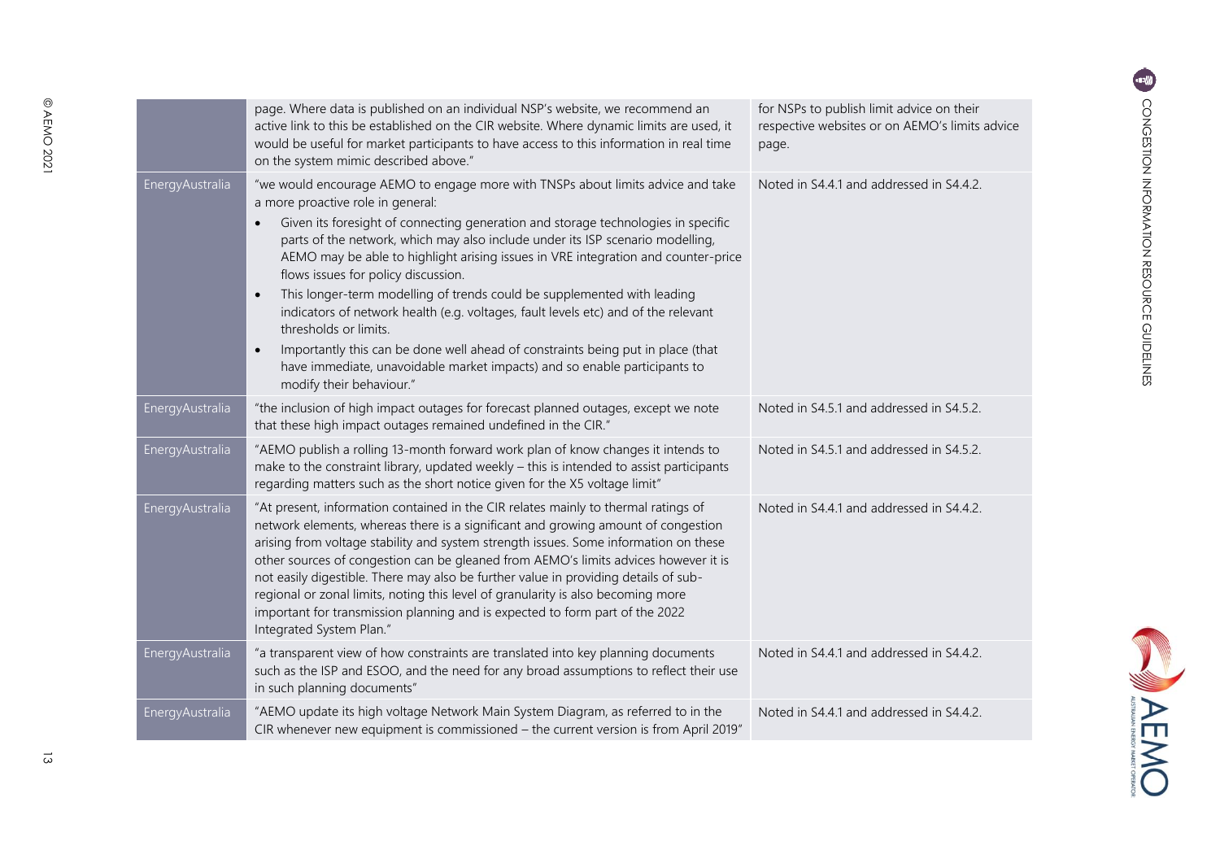|  |  |  |
|---|---|---|
|  | page. Where data is published on an individual NSP's website, we recommend an active link to this be established on the CIR website. Where dynamic limits are used, it would be useful for market participants to have access to this information in real time on the system mimic described above." | for NSPs to publish limit advice on their respective websites or on AEMO's limits advice page. |
| EnergyAustralia | "we would encourage AEMO to engage more with TNSPs about limits advice and take a more proactive role in general: <br>• Given its foresight of connecting generation and storage technologies in specific parts of the network, which may also include under its ISP scenario modelling, AEMO may be able to highlight arising issues in VRE integration and counter-price flows issues for policy discussion. <br>• This longer-term modelling of trends could be supplemented with leading indicators of network health (e.g. voltages, fault levels etc) and of the relevant thresholds or limits. <br>• Importantly this can be done well ahead of constraints being put in place (that have immediate, unavoidable market impacts) and so enable participants to modify their behaviour." | Noted in S4.4.1 and addressed in S4.4.2. |
| EnergyAustralia | "the inclusion of high impact outages for forecast planned outages, except we note that these high impact outages remained undefined in the CIR." | Noted in S4.5.1 and addressed in S4.5.2. |
| EnergyAustralia | "AEMO publish a rolling 13-month forward work plan of know changes it intends to make to the constraint library, updated weekly – this is intended to assist participants regarding matters such as the short notice given for the X5 voltage limit" | Noted in S4.5.1 and addressed in S4.5.2. |
| EnergyAustralia | "At present, information contained in the CIR relates mainly to thermal ratings of network elements, whereas there is a significant and growing amount of congestion arising from voltage stability and system strength issues. Some information on these other sources of congestion can be gleaned from AEMO's limits advices however it is not easily digestible. There may also be further value in providing details of sub-regional or zonal limits, noting this level of granularity is also becoming more important for transmission planning and is expected to form part of the 2022 Integrated System Plan." | Noted in S4.4.1 and addressed in S4.4.2. |
| EnergyAustralia | "a transparent view of how constraints are translated into key planning documents such as the ISP and ESOO, and the need for any broad assumptions to reflect their use in such planning documents" | Noted in S4.4.1 and addressed in S4.4.2. |
| EnergyAustralia | "AEMO update its high voltage Network Main System Diagram, as referred to in the CIR whenever new equipment is commissioned – the current version is from April 2019" | Noted in S4.4.1 and addressed in S4.4.2. |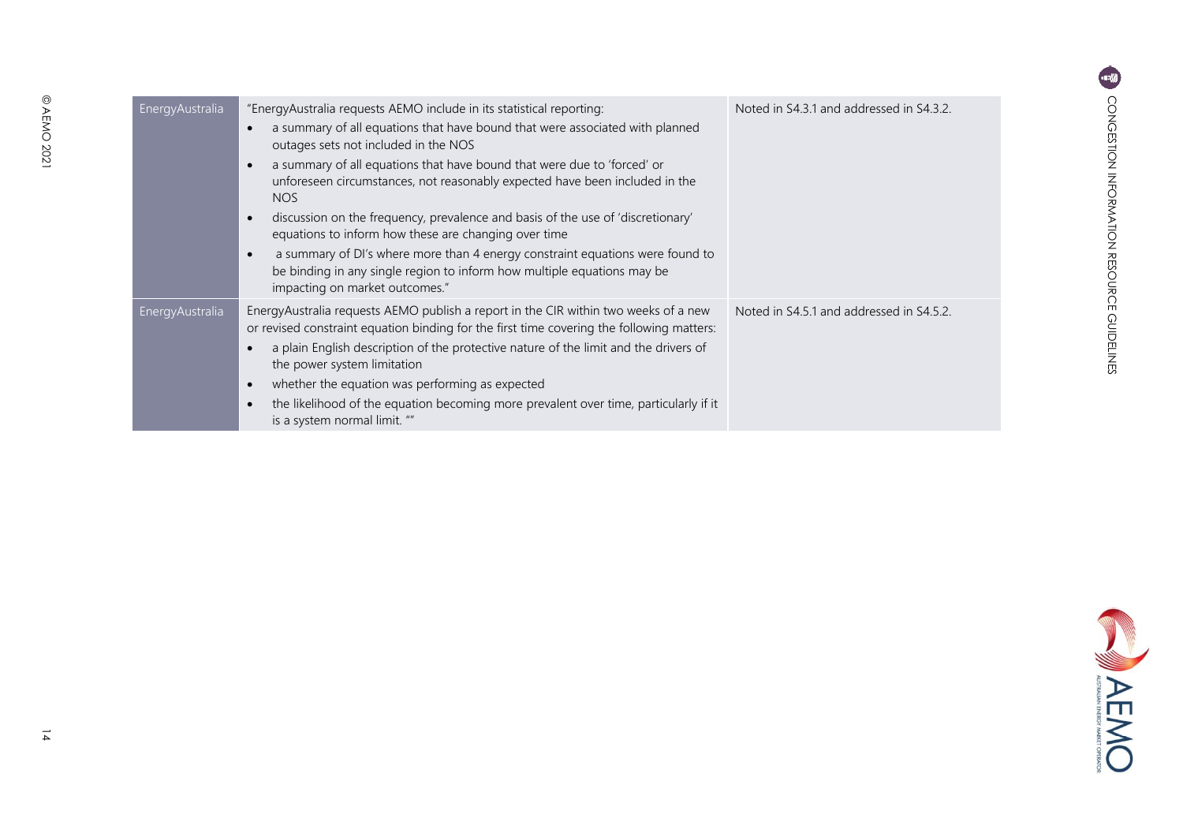| | | |
|---|---|---|
| EnergyAustralia | "EnergyAustralia requests AEMO include in its statistical reporting:<br>• a summary of all equations that have bound that were associated with planned outages sets not included in the NOS<br>• a summary of all equations that have bound that were due to 'forced' or unforeseen circumstances, not reasonably expected have been included in the NOS<br>• discussion on the frequency, prevalence and basis of the use of 'discretionary' equations to inform how these are changing over time<br>• a summary of DI's where more than 4 energy constraint equations were found to be binding in any single region to inform how multiple equations may be impacting on market outcomes." | Noted in S4.3.1 and addressed in S4.3.2. |
| EnergyAustralia | EnergyAustralia requests AEMO publish a report in the CIR within two weeks of a new or revised constraint equation binding for the first time covering the following matters:<br>• a plain English description of the protective nature of the limit and the drivers of the power system limitation<br>• whether the equation was performing as expected<br>• the likelihood of the equation becoming more prevalent over time, particularly if it is a system normal limit. "" | Noted in S4.5.1 and addressed in S4.5.2. |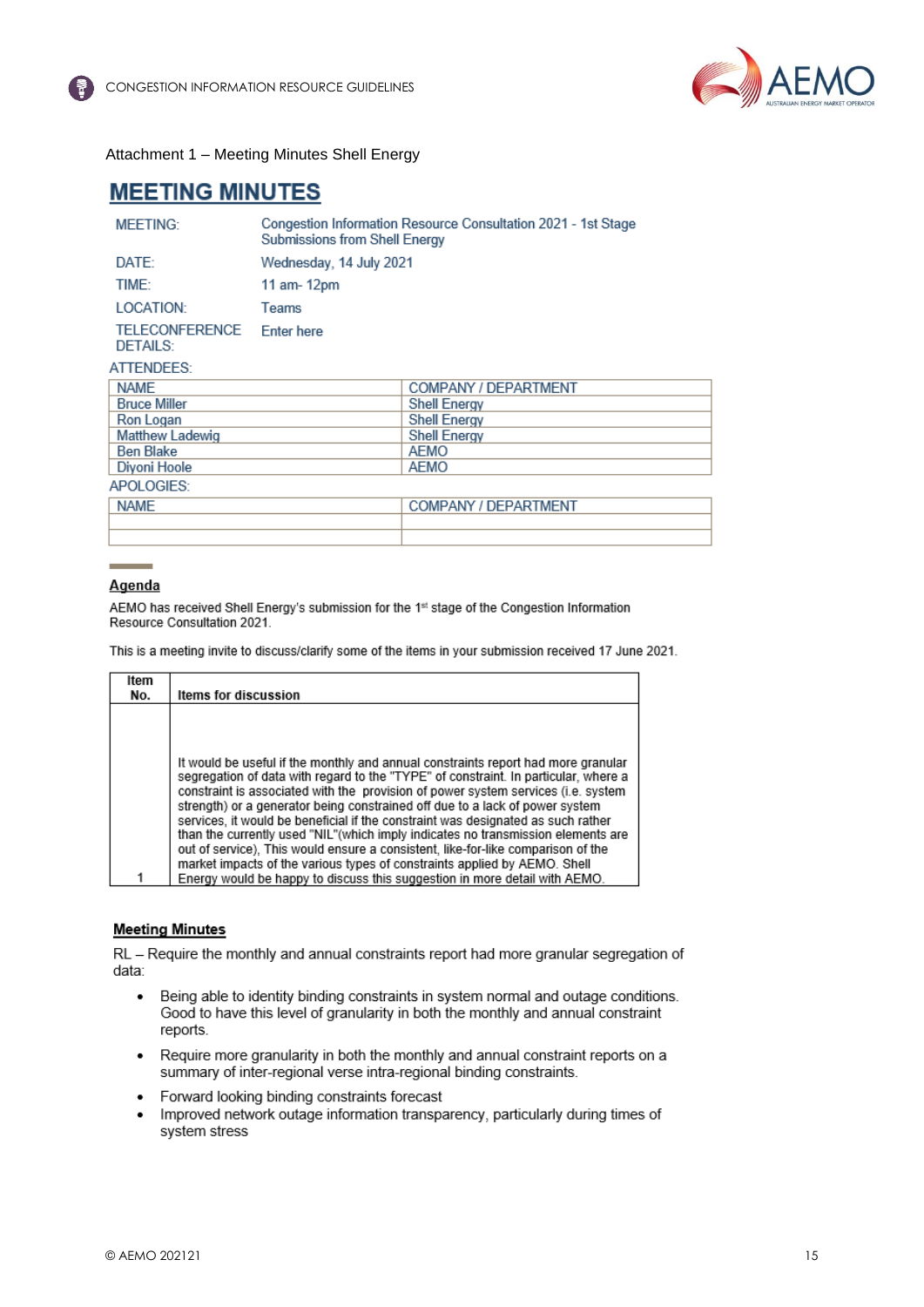Attachment 1 – Meeting Minutes Shell Energy

# MEETING MINUTES

| | |
|---|---|
| MEETING: | Congestion Information Resource Consultation 2021 - 1st Stage Submissions from Shell Energy |
| DATE: | Wednesday, 14 July 2021 |
| TIME: | 11 am- 12pm |
| LOCATION: | Teams |
| TELECONFERENCE DETAILS: | Enter here |

ATTENDEES:

| NAME | COMPANY / DEPARTMENT |
|---|---|
| Bruce Miller | Shell Energy |
| Ron Logan | Shell Energy |
| Matthew Ladewig | Shell Energy |
| Ben Blake | AEMO |
| Diyoni Hoole | AEMO |

APOLOGIES:

| NAME | COMPANY / DEPARTMENT |
|---|---|
| | |
| | |

## Agenda

AEMO has received Shell Energy's submission for the 1st stage of the Congestion Information Resource Consultation 2021.

This is a meeting invite to discuss/clarify some of the items in your submission received 17 June 2021.

| Item No. | Items for discussion |
|---|---|
| 1 | It would be useful if the monthly and annual constraints report had more granular segregation of data with regard to the "TYPE" of constraint. In particular, where a constraint is associated with the provision of power system services (i.e. system strength) or a generator being constrained off due to a lack of power system services, it would be beneficial if the constraint was designated as such rather than the currently used "NIL"(which imply indicates no transmission elements are out of service), This would ensure a consistent, like-for-like comparison of the market impacts of the various types of constraints applied by AEMO. Shell Energy would be happy to discuss this suggestion in more detail with AEMO. |

## Meeting Minutes

RL – Require the monthly and annual constraints report had more granular segregation of data:

- Being able to identity binding constraints in system normal and outage conditions. Good to have this level of granularity in both the monthly and annual constraint reports.
- Require more granularity in both the monthly and annual constraint reports on a summary of inter-regional verse intra-regional binding constraints.
- Forward looking binding constraints forecast
- Improved network outage information transparency, particularly during times of system stress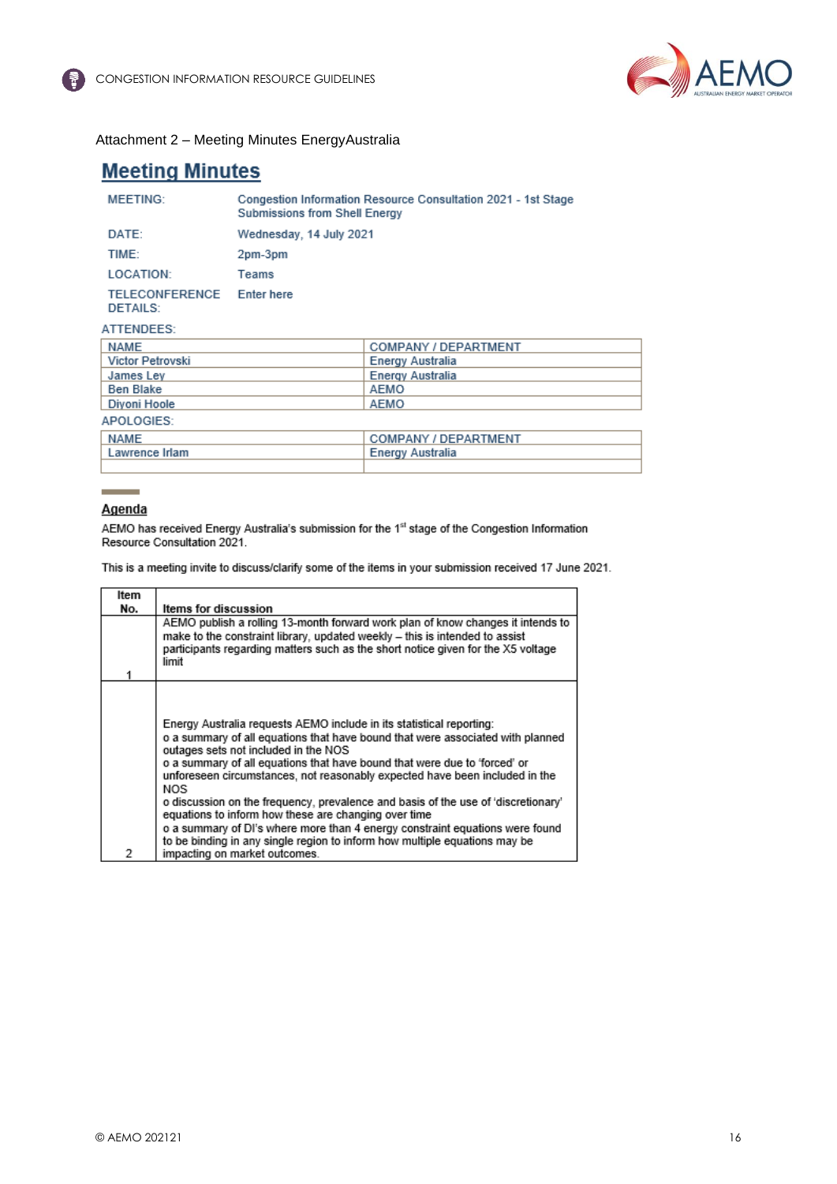Attachment 2 – Meeting Minutes EnergyAustralia

# Meeting Minutes

| | |
|---|---|
| MEETING: | Congestion Information Resource Consultation 2021 - 1st Stage Submissions from Shell Energy |
| DATE: | Wednesday, 14 July 2021 |
| TIME: | 2pm-3pm |
| LOCATION: | Teams |
| TELECONFERENCE DETAILS: | Enter here |

ATTENDEES:

| NAME | COMPANY / DEPARTMENT |
|---|---|
| Victor Petrovski | Energy Australia |
| James Ley | Energy Australia |
| Ben Blake | AEMO |
| Diyoni Hoole | AEMO |

APOLOGIES:

| NAME | COMPANY / DEPARTMENT |
|---|---|
| Lawrence Irlam | Energy Australia |
| | |

## Agenda

AEMO has received Energy Australia's submission for the 1st stage of the Congestion Information Resource Consultation 2021.

This is a meeting invite to discuss/clarify some of the items in your submission received 17 June 2021.

| Item No. | Items for discussion |
|---|---|
| 1 | AEMO publish a rolling 13-month forward work plan of know changes it intends to make to the constraint library, updated weekly – this is intended to assist participants regarding matters such as the short notice given for the X5 voltage limit |
| 2 | Energy Australia requests AEMO include in its statistical reporting:<br>o a summary of all equations that have bound that were associated with planned outages sets not included in the NOS<br>o a summary of all equations that have bound that were due to 'forced' or unforeseen circumstances, not reasonably expected have been included in the NOS<br>o discussion on the frequency, prevalence and basis of the use of 'discretionary' equations to inform how these are changing over time<br>o a summary of DI's where more than 4 energy constraint equations were found to be binding in any single region to inform how multiple equations may be impacting on market outcomes. |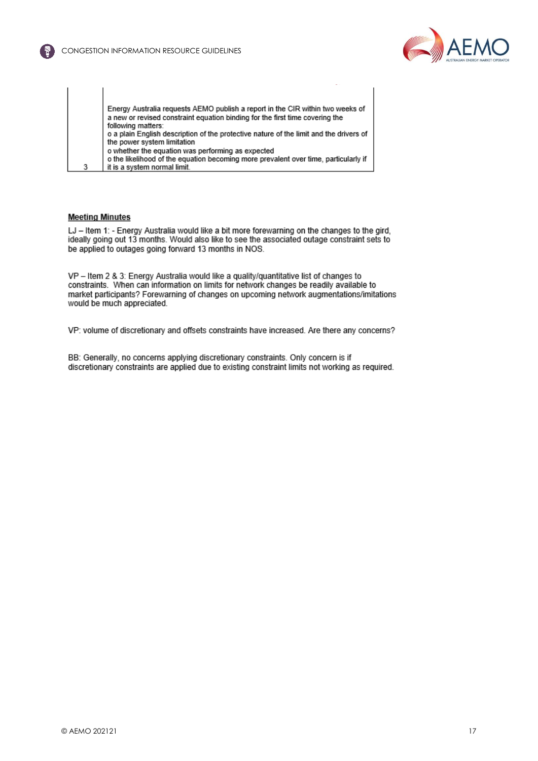| | |
|---|---|
| 3 | Energy Australia requests AEMO publish a report in the CIR within two weeks of a new or revised constraint equation binding for the first time covering the following matters:<br>o a plain English description of the protective nature of the limit and the drivers of the power system limitation<br>o whether the equation was performing as expected<br>o the likelihood of the equation becoming more prevalent over time, particularly if it is a system normal limit. |

**Meeting Minutes**

LJ – Item 1: - Energy Australia would like a bit more forewarning on the changes to the gird, ideally going out 13 months. Would also like to see the associated outage constraint sets to be applied to outages going forward 13 months in NOS.

VP – Item 2 & 3: Energy Australia would like a quality/quantitative list of changes to constraints. When can information on limits for network changes be readily available to market participants? Forewarning of changes on upcoming network augmentations/imitations would be much appreciated.

VP: volume of discretionary and offsets constraints have increased. Are there any concerns?

BB: Generally, no concerns applying discretionary constraints. Only concern is if discretionary constraints are applied due to existing constraint limits not working as required.